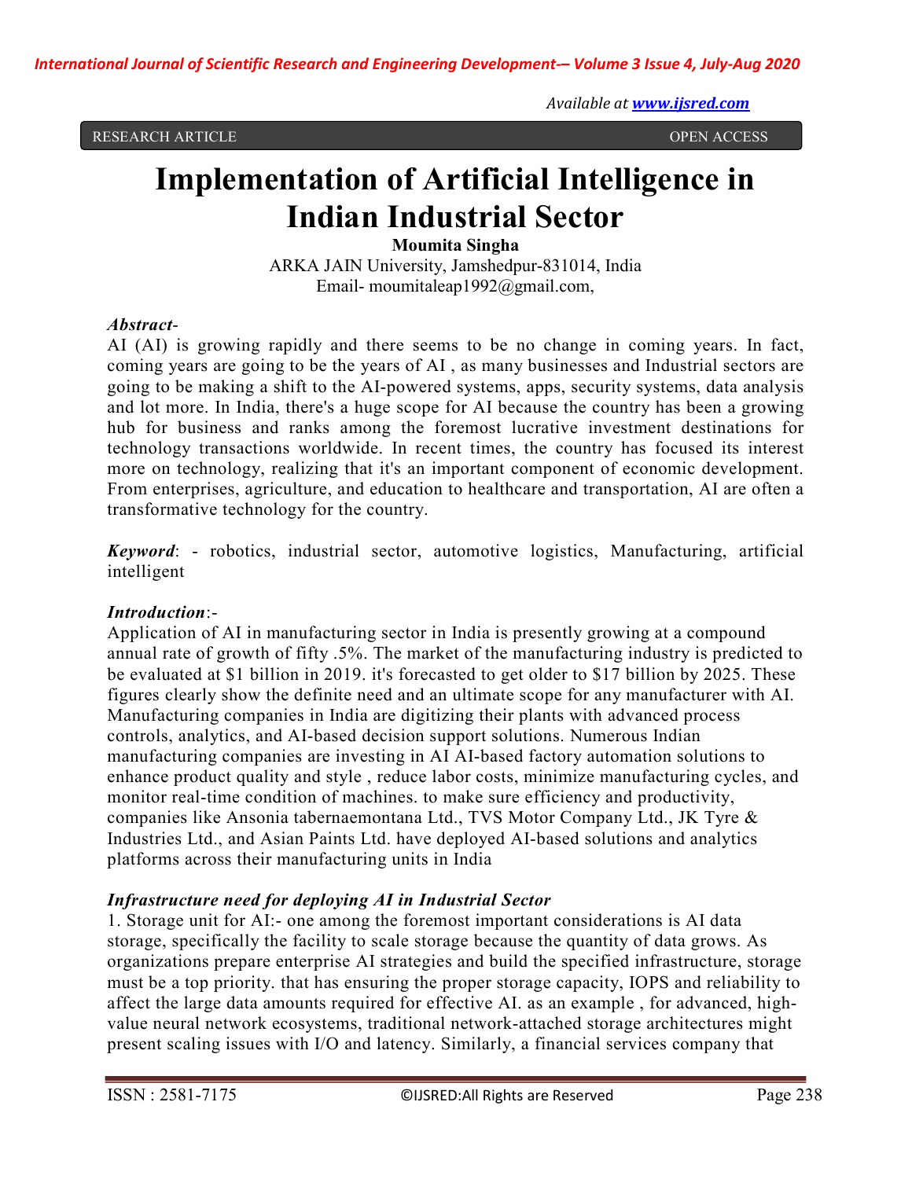RESEARCH ARTICLE OPEN ACCESS

# Implementation of Artificial Intelligence in Indian Industrial Sector

**Moumita Singha**

ARKA JAIN University, Jamshedpur-831014, India

Email- moumitaleap1992@gmail.com,

***Abstract*-**

AI (AI) is growing rapidly and there seems to be no change in coming years. In fact, coming years are going to be the years of AI , as many businesses and Industrial sectors are going to be making a shift to the AI-powered systems, apps, security systems, data analysis and lot more. In India, there's a huge scope for AI because the country has been a growing hub for business and ranks among the foremost lucrative investment destinations for technology transactions worldwide. In recent times, the country has focused its interest more on technology, realizing that it's an important component of economic development. From enterprises, agriculture, and education to healthcare and transportation, AI are often a transformative technology for the country.

***Keyword***: - robotics, industrial sector, automotive logistics, Manufacturing, artificial intelligent

### *Introduction*:-

Application of AI in manufacturing sector in India is presently growing at a compound annual rate of growth of fifty .5%. The market of the manufacturing industry is predicted to be evaluated at $1 billion in 2019. it's forecasted to get older to $17 billion by 2025. These figures clearly show the definite need and an ultimate scope for any manufacturer with AI. Manufacturing companies in India are digitizing their plants with advanced process controls, analytics, and AI-based decision support solutions. Numerous Indian manufacturing companies are investing in AI AI-based factory automation solutions to enhance product quality and style , reduce labor costs, minimize manufacturing cycles, and monitor real-time condition of machines. to make sure efficiency and productivity, companies like Ansonia tabernaemontana Ltd., TVS Motor Company Ltd., JK Tyre & Industries Ltd., and Asian Paints Ltd. have deployed AI-based solutions and analytics platforms across their manufacturing units in India

### *Infrastructure need for deploying AI in Industrial Sector*

1. Storage unit for AI:- one among the foremost important considerations is AI data storage, specifically the facility to scale storage because the quantity of data grows. As organizations prepare enterprise AI strategies and build the specified infrastructure, storage must be a top priority. that has ensuring the proper storage capacity, IOPS and reliability to affect the large data amounts required for effective AI. as an example , for advanced, high-value neural network ecosystems, traditional network-attached storage architectures might present scaling issues with I/O and latency. Similarly, a financial services company that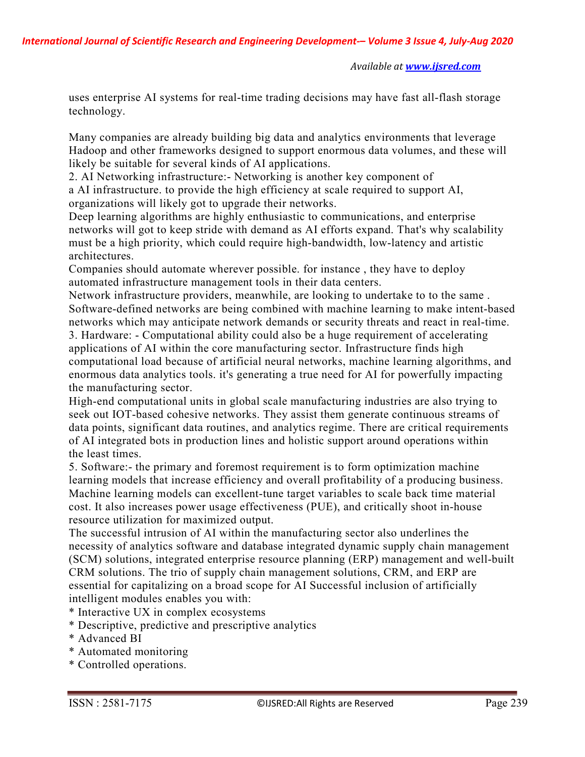uses enterprise AI systems for real-time trading decisions may have fast all-flash storage technology.

Many companies are already building big data and analytics environments that leverage Hadoop and other frameworks designed to support enormous data volumes, and these will likely be suitable for several kinds of AI applications.

2. AI Networking infrastructure:- Networking is another key component of a AI infrastructure. to provide the high efficiency at scale required to support AI, organizations will likely got to upgrade their networks.

Deep learning algorithms are highly enthusiastic to communications, and enterprise networks will got to keep stride with demand as AI efforts expand. That's why scalability must be a high priority, which could require high-bandwidth, low-latency and artistic architectures.

Companies should automate wherever possible. for instance , they have to deploy automated infrastructure management tools in their data centers.

Network infrastructure providers, meanwhile, are looking to undertake to to the same . Software-defined networks are being combined with machine learning to make intent-based networks which may anticipate network demands or security threats and react in real-time.

3. Hardware: - Computational ability could also be a huge requirement of accelerating applications of AI within the core manufacturing sector. Infrastructure finds high computational load because of artificial neural networks, machine learning algorithms, and enormous data analytics tools. it's generating a true need for AI for powerfully impacting the manufacturing sector.

High-end computational units in global scale manufacturing industries are also trying to seek out IOT-based cohesive networks. They assist them generate continuous streams of data points, significant data routines, and analytics regime. There are critical requirements of AI integrated bots in production lines and holistic support around operations within the least times.

5. Software:- the primary and foremost requirement is to form optimization machine learning models that increase efficiency and overall profitability of a producing business. Machine learning models can excellent-tune target variables to scale back time material cost. It also increases power usage effectiveness (PUE), and critically shoot in-house resource utilization for maximized output.

The successful intrusion of AI within the manufacturing sector also underlines the necessity of analytics software and database integrated dynamic supply chain management (SCM) solutions, integrated enterprise resource planning (ERP) management and well-built CRM solutions. The trio of supply chain management solutions, CRM, and ERP are essential for capitalizing on a broad scope for AI Successful inclusion of artificially intelligent modules enables you with:

* Interactive UX in complex ecosystems
* Descriptive, predictive and prescriptive analytics
* Advanced BI
* Automated monitoring
* Controlled operations.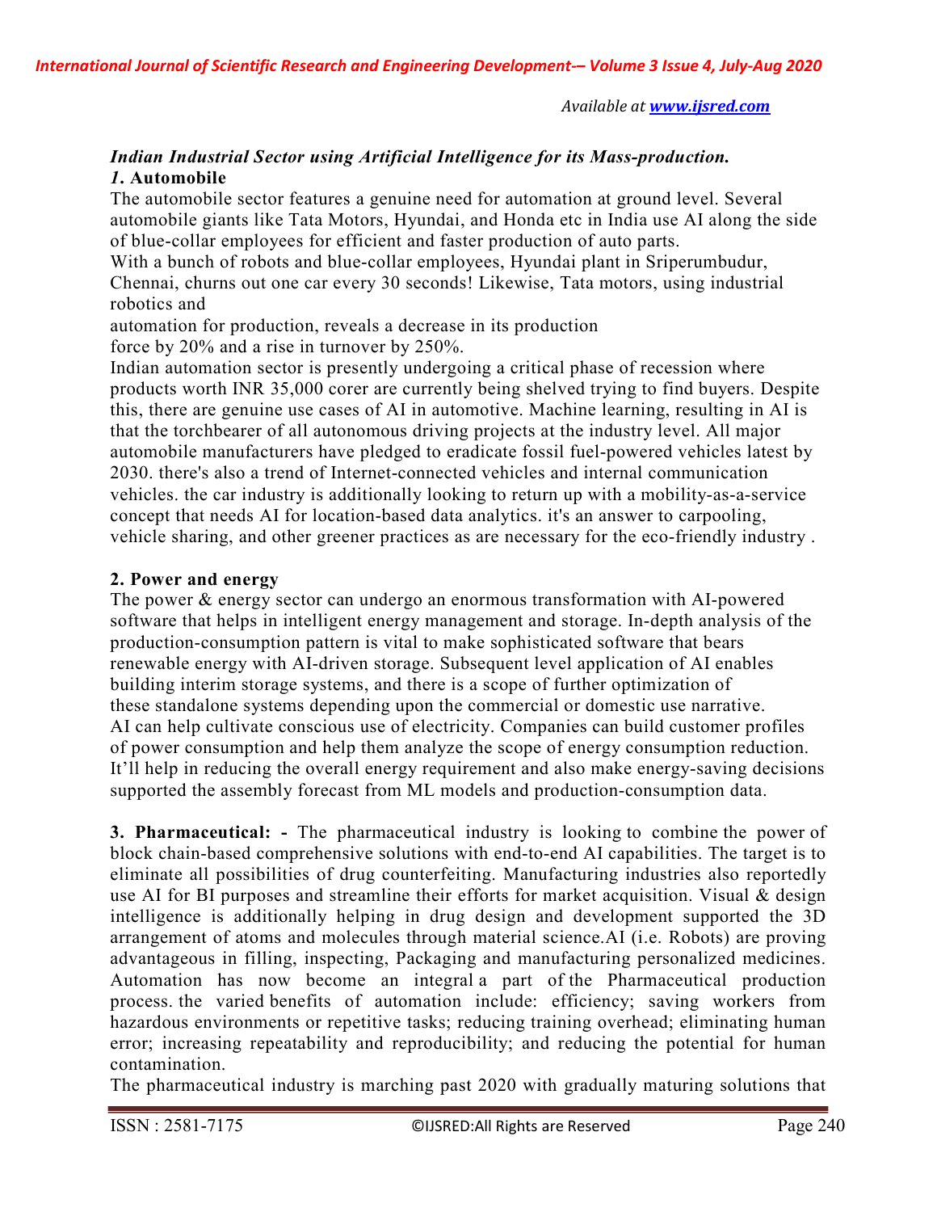### *Indian Industrial Sector using Artificial Intelligence for its Mass-production.*

#### *1*. **Automobile**

The automobile sector features a genuine need for automation at ground level. Several automobile giants like Tata Motors, Hyundai, and Honda etc in India use AI along the side of blue-collar employees for efficient and faster production of auto parts.

With a bunch of robots and blue-collar employees, Hyundai plant in Sriperumbudur, Chennai, churns out one car every 30 seconds! Likewise, Tata motors, using industrial robotics and automation for production, reveals a decrease in its production force by 20% and a rise in turnover by 250%.

Indian automation sector is presently undergoing a critical phase of recession where products worth INR 35,000 corer are currently being shelved trying to find buyers. Despite this, there are genuine use cases of AI in automotive. Machine learning, resulting in AI is that the torchbearer of all autonomous driving projects at the industry level. All major automobile manufacturers have pledged to eradicate fossil fuel-powered vehicles latest by 2030. there's also a trend of Internet-connected vehicles and internal communication vehicles. the car industry is additionally looking to return up with a mobility-as-a-service concept that needs AI for location-based data analytics. it's an answer to carpooling, vehicle sharing, and other greener practices as are necessary for the eco-friendly industry .

#### **2. Power and energy**

The power & energy sector can undergo an enormous transformation with AI-powered software that helps in intelligent energy management and storage. In-depth analysis of the production-consumption pattern is vital to make sophisticated software that bears renewable energy with AI-driven storage. Subsequent level application of AI enables building interim storage systems, and there is a scope of further optimization of these standalone systems depending upon the commercial or domestic use narrative.

AI can help cultivate conscious use of electricity. Companies can build customer profiles of power consumption and help them analyze the scope of energy consumption reduction. It'll help in reducing the overall energy requirement and also make energy-saving decisions supported the assembly forecast from ML models and production-consumption data.

**3. Pharmaceutical: -** The pharmaceutical industry is looking to combine the power of block chain-based comprehensive solutions with end-to-end AI capabilities. The target is to eliminate all possibilities of drug counterfeiting. Manufacturing industries also reportedly use AI for BI purposes and streamline their efforts for market acquisition. Visual & design intelligence is additionally helping in drug design and development supported the 3D arrangement of atoms and molecules through material science.AI (i.e. Robots) are proving advantageous in filling, inspecting, Packaging and manufacturing personalized medicines. Automation has now become an integral a part of the Pharmaceutical production process. the varied benefits of automation include: efficiency; saving workers from hazardous environments or repetitive tasks; reducing training overhead; eliminating human error; increasing repeatability and reproducibility; and reducing the potential for human contamination.

The pharmaceutical industry is marching past 2020 with gradually maturing solutions that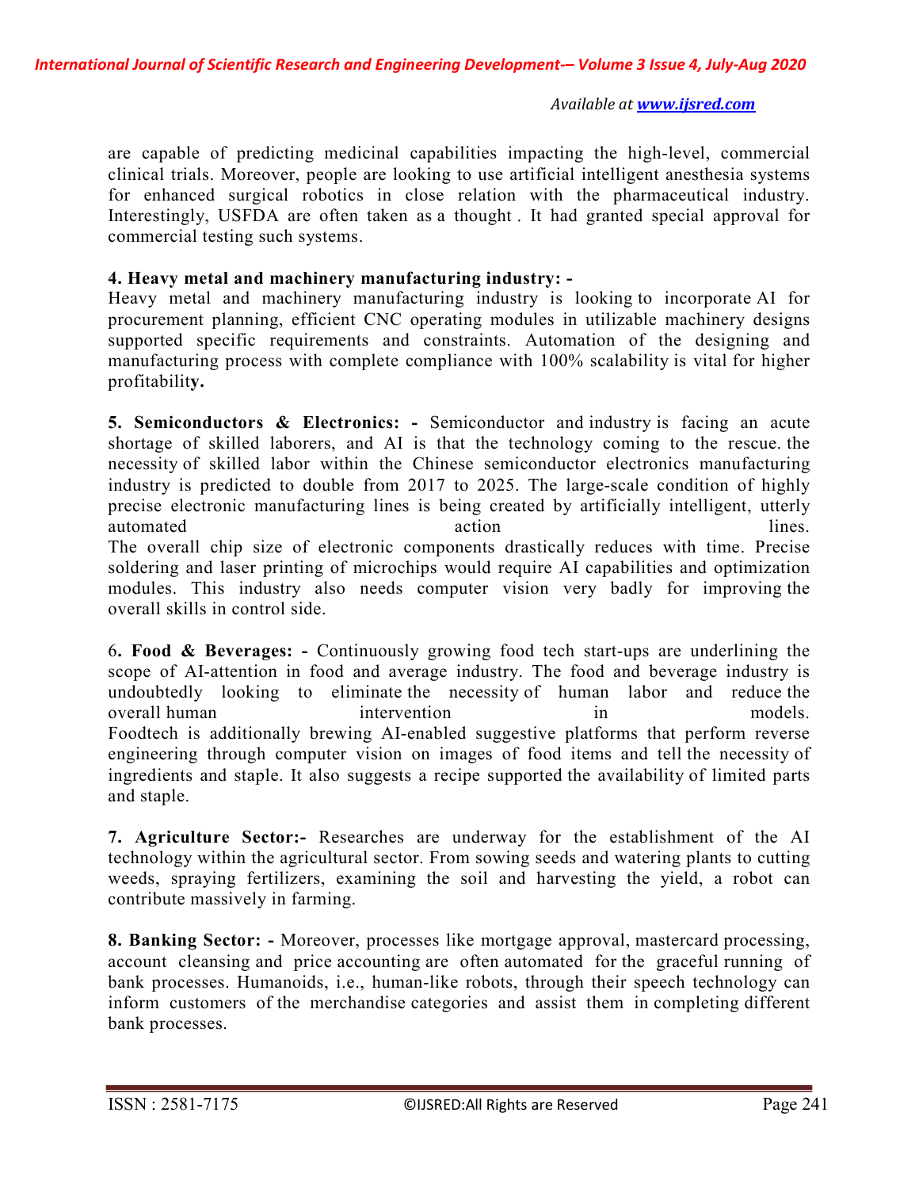are capable of predicting medicinal capabilities impacting the high-level, commercial clinical trials. Moreover, people are looking to use artificial intelligent anesthesia systems for enhanced surgical robotics in close relation with the pharmaceutical industry. Interestingly, USFDA are often taken as a thought . It had granted special approval for commercial testing such systems.

**4. Heavy metal and machinery manufacturing industry: -**

Heavy metal and machinery manufacturing industry is looking to incorporate AI for procurement planning, efficient CNC operating modules in utilizable machinery designs supported specific requirements and constraints. Automation of the designing and manufacturing process with complete compliance with 100% scalability is vital for higher profitability**.**

**5. Semiconductors & Electronics: -** Semiconductor and industry is facing an acute shortage of skilled laborers, and AI is that the technology coming to the rescue. the necessity of skilled labor within the Chinese semiconductor electronics manufacturing industry is predicted to double from 2017 to 2025. The large-scale condition of highly precise electronic manufacturing lines is being created by artificially intelligent, utterly automated action lines.
The overall chip size of electronic components drastically reduces with time. Precise soldering and laser printing of microchips would require AI capabilities and optimization modules. This industry also needs computer vision very badly for improving the overall skills in control side.

6**. Food & Beverages: -** Continuously growing food tech start-ups are underlining the scope of AI-attention in food and average industry. The food and beverage industry is undoubtedly looking to eliminate the necessity of human labor and reduce the overall human intervention in models.
Foodtech is additionally brewing AI-enabled suggestive platforms that perform reverse engineering through computer vision on images of food items and tell the necessity of ingredients and staple. It also suggests a recipe supported the availability of limited parts and staple.

**7. Agriculture Sector:-** Researches are underway for the establishment of the AI technology within the agricultural sector. From sowing seeds and watering plants to cutting weeds, spraying fertilizers, examining the soil and harvesting the yield, a robot can contribute massively in farming.

**8. Banking Sector: -** Moreover, processes like mortgage approval, mastercard processing, account cleansing and price accounting are often automated for the graceful running of bank processes. Humanoids, i.e., human-like robots, through their speech technology can inform customers of the merchandise categories and assist them in completing different bank processes.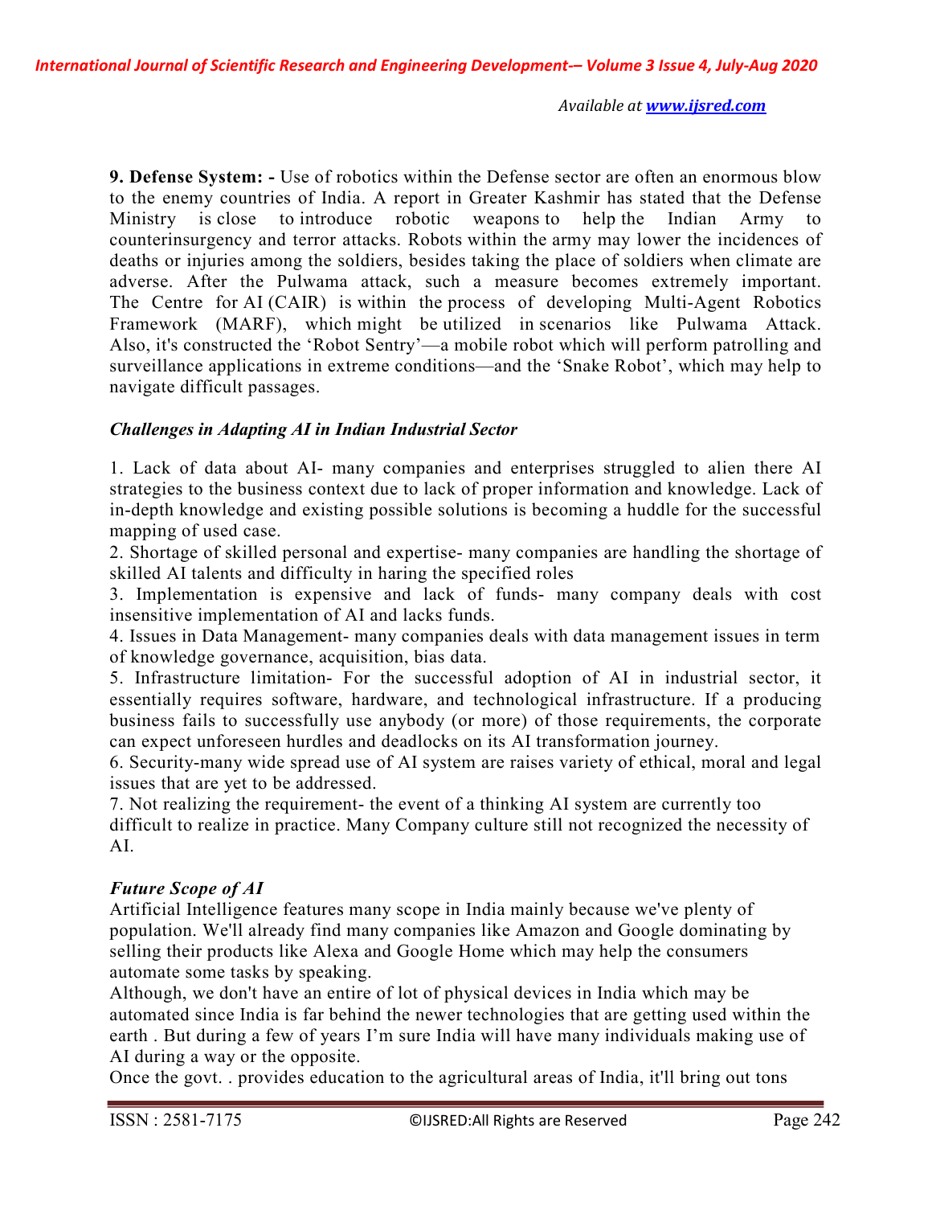**9. Defense System: -** Use of robotics within the Defense sector are often an enormous blow to the enemy countries of India. A report in Greater Kashmir has stated that the Defense Ministry is close to introduce robotic weapons to help the Indian Army to counterinsurgency and terror attacks. Robots within the army may lower the incidences of deaths or injuries among the soldiers, besides taking the place of soldiers when climate are adverse. After the Pulwama attack, such a measure becomes extremely important. The Centre for AI (CAIR) is within the process of developing Multi-Agent Robotics Framework (MARF), which might be utilized in scenarios like Pulwama Attack. Also, it's constructed the 'Robot Sentry'—a mobile robot which will perform patrolling and surveillance applications in extreme conditions—and the 'Snake Robot', which may help to navigate difficult passages.

***Challenges in Adapting AI in Indian Industrial Sector***

1. Lack of data about AI- many companies and enterprises struggled to alien there AI strategies to the business context due to lack of proper information and knowledge. Lack of in-depth knowledge and existing possible solutions is becoming a huddle for the successful mapping of used case.
2. Shortage of skilled personal and expertise- many companies are handling the shortage of skilled AI talents and difficulty in haring the specified roles
3. Implementation is expensive and lack of funds- many company deals with cost insensitive implementation of AI and lacks funds.
4. Issues in Data Management- many companies deals with data management issues in term of knowledge governance, acquisition, bias data.
5. Infrastructure limitation- For the successful adoption of AI in industrial sector, it essentially requires software, hardware, and technological infrastructure. If a producing business fails to successfully use anybody (or more) of those requirements, the corporate can expect unforeseen hurdles and deadlocks on its AI transformation journey.
6. Security-many wide spread use of AI system are raises variety of ethical, moral and legal issues that are yet to be addressed.
7. Not realizing the requirement- the event of a thinking AI system are currently too difficult to realize in practice. Many Company culture still not recognized the necessity of AI.

***Future Scope of AI***

Artificial Intelligence features many scope in India mainly because we've plenty of population. We'll already find many companies like Amazon and Google dominating by selling their products like Alexa and Google Home which may help the consumers automate some tasks by speaking.

Although, we don't have an entire of lot of physical devices in India which may be automated since India is far behind the newer technologies that are getting used within the earth . But during a few of years I'm sure India will have many individuals making use of AI during a way or the opposite.

Once the govt. . provides education to the agricultural areas of India, it'll bring out tons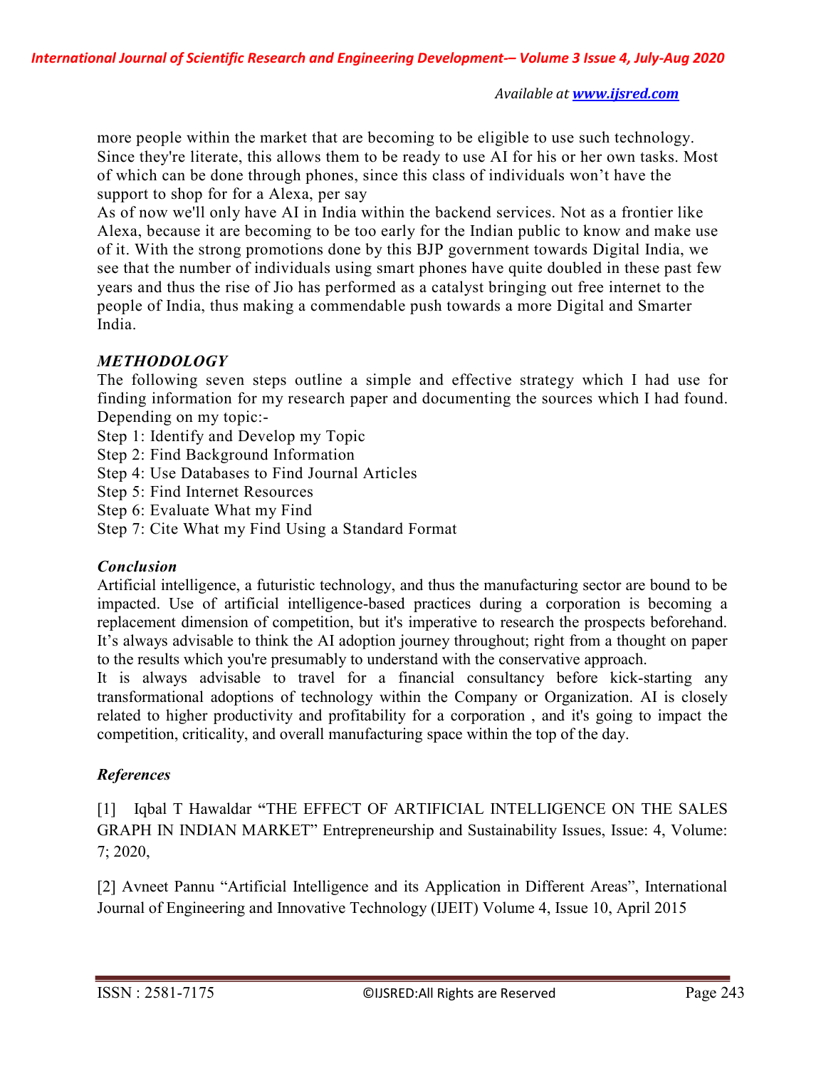more people within the market that are becoming to be eligible to use such technology. Since they're literate, this allows them to be ready to use AI for his or her own tasks. Most of which can be done through phones, since this class of individuals won't have the support to shop for for a Alexa, per say

As of now we'll only have AI in India within the backend services. Not as a frontier like Alexa, because it are becoming to be too early for the Indian public to know and make use of it. With the strong promotions done by this BJP government towards Digital India, we see that the number of individuals using smart phones have quite doubled in these past few years and thus the rise of Jio has performed as a catalyst bringing out free internet to the people of India, thus making a commendable push towards a more Digital and Smarter India.

### *METHODOLOGY*

The following seven steps outline a simple and effective strategy which I had use for finding information for my research paper and documenting the sources which I had found. Depending on my topic:-

Step 1: Identify and Develop my Topic
Step 2: Find Background Information
Step 4: Use Databases to Find Journal Articles
Step 5: Find Internet Resources
Step 6: Evaluate What my Find
Step 7: Cite What my Find Using a Standard Format

### *Conclusion*

Artificial intelligence, a futuristic technology, and thus the manufacturing sector are bound to be impacted. Use of artificial intelligence-based practices during a corporation is becoming a replacement dimension of competition, but it's imperative to research the prospects beforehand. It's always advisable to think the AI adoption journey throughout; right from a thought on paper to the results which you're presumably to understand with the conservative approach.

It is always advisable to travel for a financial consultancy before kick-starting any transformational adoptions of technology within the Company or Organization. AI is closely related to higher productivity and profitability for a corporation , and it's going to impact the competition, criticality, and overall manufacturing space within the top of the day.

### *References*

[1] Iqbal T Hawaldar "THE EFFECT OF ARTIFICIAL INTELLIGENCE ON THE SALES GRAPH IN INDIAN MARKET" Entrepreneurship and Sustainability Issues, Issue: 4, Volume: 7; 2020,

[2] Avneet Pannu "Artificial Intelligence and its Application in Different Areas", International Journal of Engineering and Innovative Technology (IJEIT) Volume 4, Issue 10, April 2015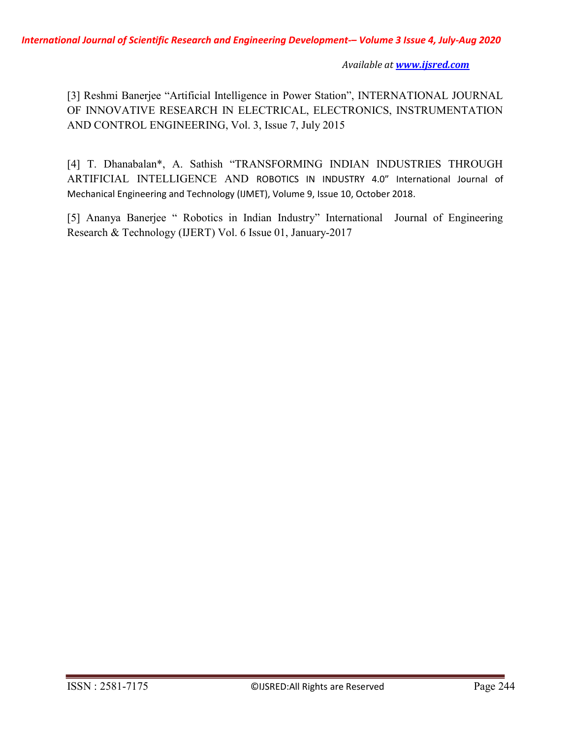[3] Reshmi Banerjee "Artificial Intelligence in Power Station", INTERNATIONAL JOURNAL OF INNOVATIVE RESEARCH IN ELECTRICAL, ELECTRONICS, INSTRUMENTATION AND CONTROL ENGINEERING, Vol. 3, Issue 7, July 2015

[4] T. Dhanabalan*, A. Sathish "TRANSFORMING INDIAN INDUSTRIES THROUGH ARTIFICIAL INTELLIGENCE AND ROBOTICS IN INDUSTRY 4.0" International Journal of Mechanical Engineering and Technology (IJMET), Volume 9, Issue 10, October 2018.

[5] Ananya Banerjee " Robotics in Indian Industry" International Journal of Engineering Research & Technology (IJERT) Vol. 6 Issue 01, January-2017